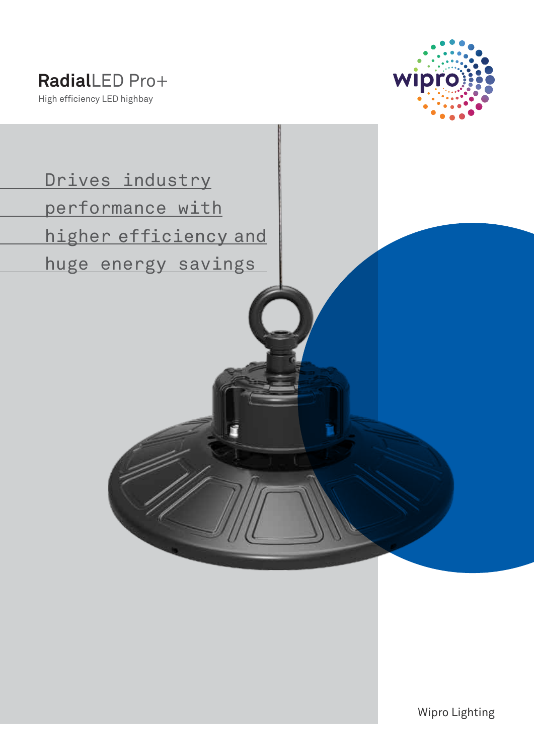# **Radial**LED Pro+

High efficiency LED highbay

wipro

Drives industry performance with higher efficiency and huge energy savings

Wipro Lighting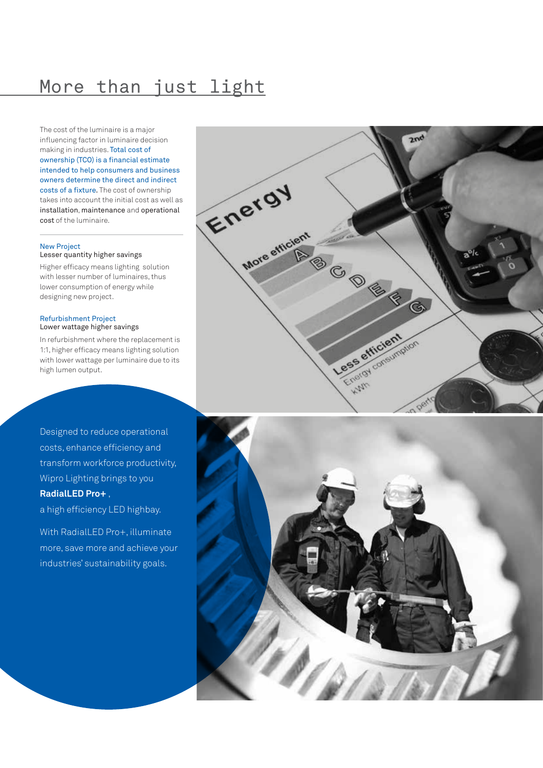# More than just light

The cost of the luminaire is a major influencing factor in luminaire decision making in industries. Total cost of ownership (TCO) is a financial estimate intended to help consumers and business owners determine the direct and indirect costs of a fixture. The cost of ownership takes into account the initial cost as well as installation, maintenance and operational cost of the luminaire.

### New Project

**Lesser quantity higher savings**

Higher efficacy means lighting solution with lesser number of luminaires, thus lower consumption of energy while designing new project.

### Refurbishment Project

**Lower wattage higher savings**

In refurbishment where the replacement is 1:1, higher efficacy means lighting solution with lower wattage per luminaire due to its high lumen output.

Designed to reduce operational costs, enhance efficiency and transform workforce productivity, Wipro Lighting brings to you **RadialLED Pro+** , a high efficiency LED highbay.

With RadialLED Pro+, illuminate more, save more and achieve your industries' sustainability goals.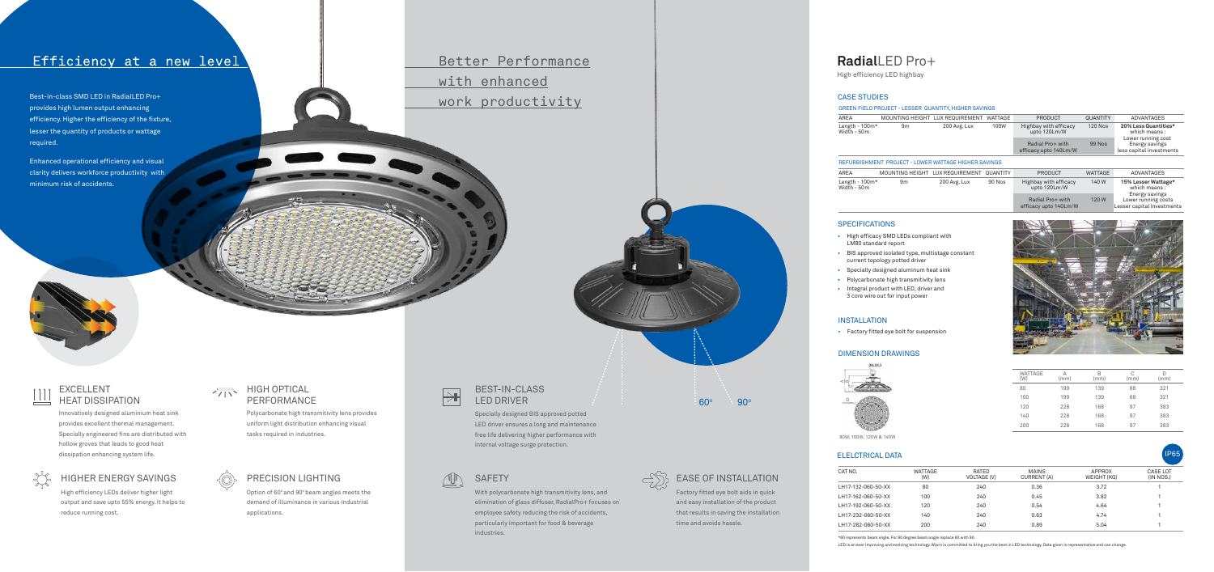## Efficiency at a new level

Best-in-class SMD LED in RadialLED Pro+ provides high lumen output enhancing efficiency. Higher the efficiency of the fixture, lesser the quantity of products or wattage required.

Enhanced operational efficiency and visual clarity delivers workforce productivity with minimum risk of accidents.

## Better Performance with enhanced work productivity

### EXCELLENT HEAT DISSIPATION

Innovatively designed aluminium heat sink provides excellent thermal management. Specially engineered fins are distributed with hollow groves that leads to good heat dissipation enhancing system life.

### HIGHER ENERGY SAVINGS

High efficiency LEDs deliver higher light output and save upto 55% energy. It helps to reduce running cost.

### HIGH OPTICAL PERFORMANCE

Polycarbonate high transmitivity lens provides uniform light distribution enhancing visual tasks required in industries.

### PRECISION LIGHTING

Option of 60° and 90° beam angles meets the demand of illuminance in various industrial applications.

### BEST-IN-CLASS LED DRIVER

Specially designed BIS approved potted LED driver ensures a long and maintenance free life delivering higher performance with internal voltage surge protection.

### SAFETY

With polycarbonate high transmitivity lens, and elimination of glass diffuser, RadialPro+ focuses on employee safety reducing the risk of accidents, particularly important for food & beverage industries.

### EASE OF INSTALLATION

Factory fitted eye bolt aids in quick and easy installation of the product that results in saving the installation time and avoids hassle.

60° 90°

# **Radial**LED Pro+

High efficiency LED highbay

### CASE STUDIES

GREEN FIELD PROJECT - LESSER QUANTITY, HIGHER SAVINGS

| AREA | MOUNTING HEIGHT | LUX REQUIREMENT | WATTAGE | PRODUCT | QUANTITY | ADVANTAGES |
|---|---|---|---|---|---|---|
| Length - 100m* Width - 50m | 9m | 200 Avg. Lux | 100W | Highbay with efficacy upto 120Lm/W | 120 Nos | **20% Less Quantities*** which means : Lower running cost Energy savings less capital investments |
| | | | | Radial Pro+ with efficacy upto 140Lm/W | 99 Nos | |

REFURBISHMENT PROJECT - LOWER WATTAGE HIGHER SAVINGS

| AREA | MOUNTING HEIGHT | LUX REQUIREMENT | QUANTITY | PRODUCT | WATTAGE | ADVANTAGES |
|---|---|---|---|---|---|---|
| Length - 100m* Width - 50m | 9m | 200 Avg. Lux | 90 Nos | Highbay with efficacy upto 120Lm/W | 140 W | **15% Lesser Wattage*** which means : Energy savings Lower running costs Lesser capital investments |
| | | | | Radial Pro+ with efficacy upto 140Lm/W | 120 W | |

### SPECIFICATIONS

- High efficacy SMD LEDs compliant with LM80 standard report
- BIS approved isolated type, multistage constant current topology potted driver
- Specially designed aluminum heat sink
- Polycarbonate high transmitivity lens
- Integral product with LED, driver and 3 core wire out for input power

### INSTALLATION

- Factory fitted eye bolt for suspension

### DIMENSION DRAWINGS

80W, 100W, 120W & 140W

| WATTAGE (W) | A (mm) | B (mm) | C (mm) | D (mm) |
|---|---|---|---|---|
| 80 | 199 | 139 | 68 | 321 |
| 100 | 199 | 139 | 68 | 321 |
| 120 | 228 | 168 | 97 | 383 |
| 140 | 228 | 168 | 97 | 383 |
| 200 | 228 | 168 | 97 | 383 |

### ELELCTRICAL DATA

IP65

| CAT NO. | WATTAGE (W) | RATED VOLTAGE (V) | MAINS CURRENT (A) | APPROX WEIGHT (KG) | CASE LOT (IN NOS.) |
|---|---|---|---|---|---|
| LH17-132-060-50-XX | 80 | 240 | 0.36 | 3.72 | 1 |
| LH17-162-060-50-XX | 100 | 240 | 0.45 | 3.82 | 1 |
| LH17-192-060-50-XX | 120 | 240 | 0.54 | 4.64 | 1 |
| LH17-232-060-50-XX | 140 | 240 | 0.63 | 4.74 | 1 |
| LH17-282-060-50-XX | 200 | 240 | 0.89 | 5.04 | 1 |

*60 represents beam angle. For 90 degree beam angle replace 60 with 90.

LED is an ever improving and evolving technology. Wipro is committed to bring you the best in LED technology. Data given is representative and can change.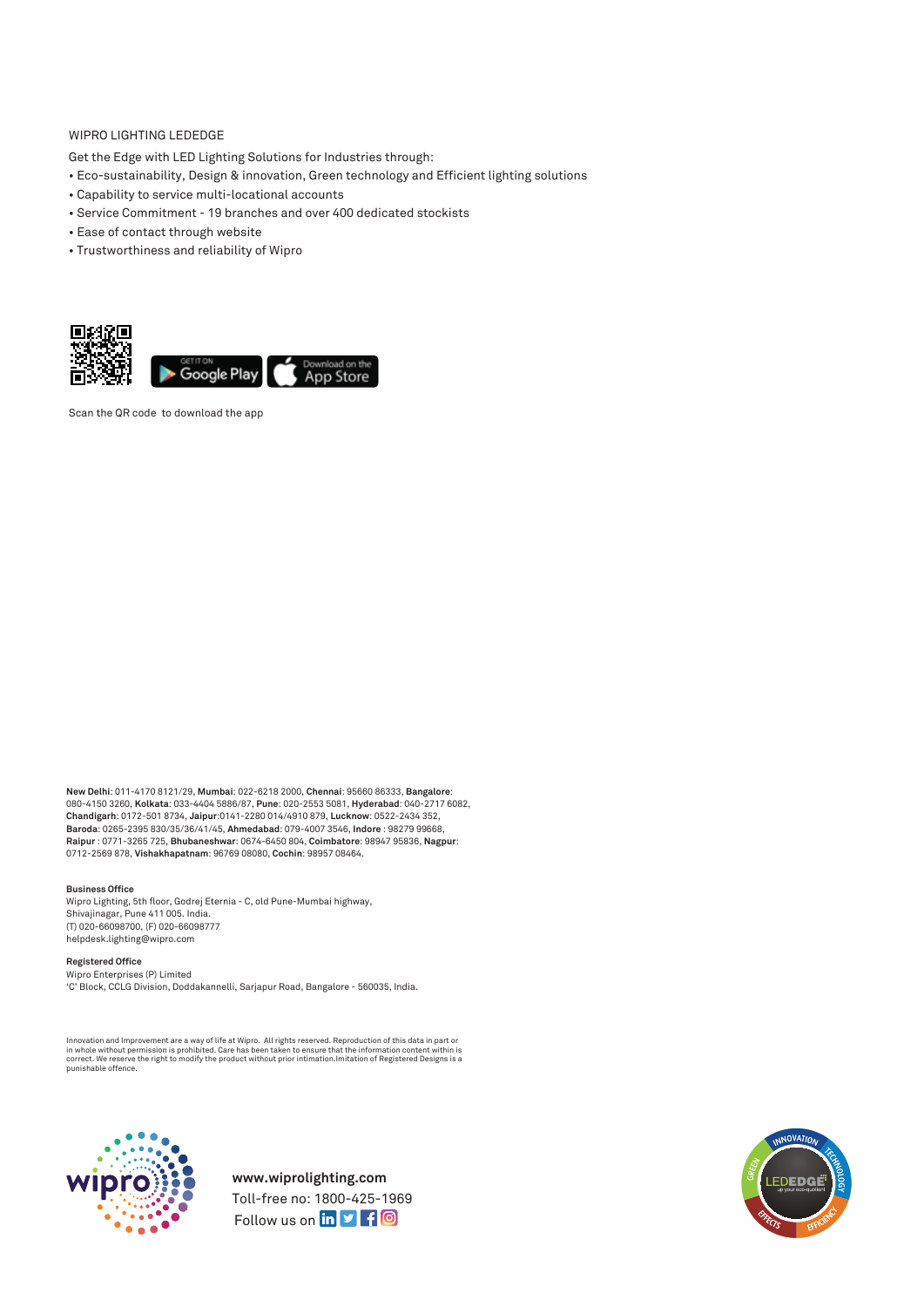WIPRO LIGHTING LEDEDGE

Get the Edge with LED Lighting Solutions for Industries through:

- Eco-sustainability, Design & innovation, Green technology and Efficient lighting solutions
- Capability to service multi-locational accounts
- Service Commitment - 19 branches and over 400 dedicated stockists
- Ease of contact through website
- Trustworthiness and reliability of Wipro

GET IT ON Google Play    Download on the App Store

Scan the QR code to download the app

**New Delhi**: 011-4170 8121/29, **Mumbai**: 022-6218 2000, **Chennai**: 95660 86333, **Bangalore**: 080-4150 3260, **Kolkata**: 033-4404 5886/87, **Pune**: 020-2553 5081, **Hyderabad**: 040-2717 6082, **Chandigarh**: 0172-501 8734, **Jaipur**:0141-2280 014/4910 879, **Lucknow**: 0522-2434 352, **Baroda**: 0265-2395 830/35/36/41/45, **Ahmedabad**: 079-4007 3546, **Indore** : 98279 99668, **Raipur** : 0771-3265 725, **Bhubaneshwar**: 0674-6450 804, **Coimbatore**: 98947 95836, **Nagpur**: 0712-2569 878, **Vishakhapatnam**: 96769 08080, **Cochin**: 98957 08464.

**Business Office**
Wipro Lighting, 5th floor, Godrej Eternia - C, old Pune-Mumbai highway,
Shivajinagar, Pune 411 005. India.
(T) 020-66098700, (F) 020-66098777
helpdesk.lighting@wipro.com

**Registered Office**
Wipro Enterprises (P) Limited
'C' Block, CCLG Division, Doddakannelli, Sarjapur Road, Bangalore - 560035, India.

Innovation and Improvement are a way of life at Wipro. All rights reserved. Reproduction of this data in part or in whole without permission is prohibited. Care has been taken to ensure that the information content within is correct. We reserve the right to modify the product without prior intimation.Imitation of Registered Designs is a punishable offence.

wipro

**www.wiprolighting.com**
Toll-free no: 1800-425-1969
Follow us on

LEDEDGE — INNOVATION, TECHNOLOGY, EFFICIENCY, EFFECTS, GREEN